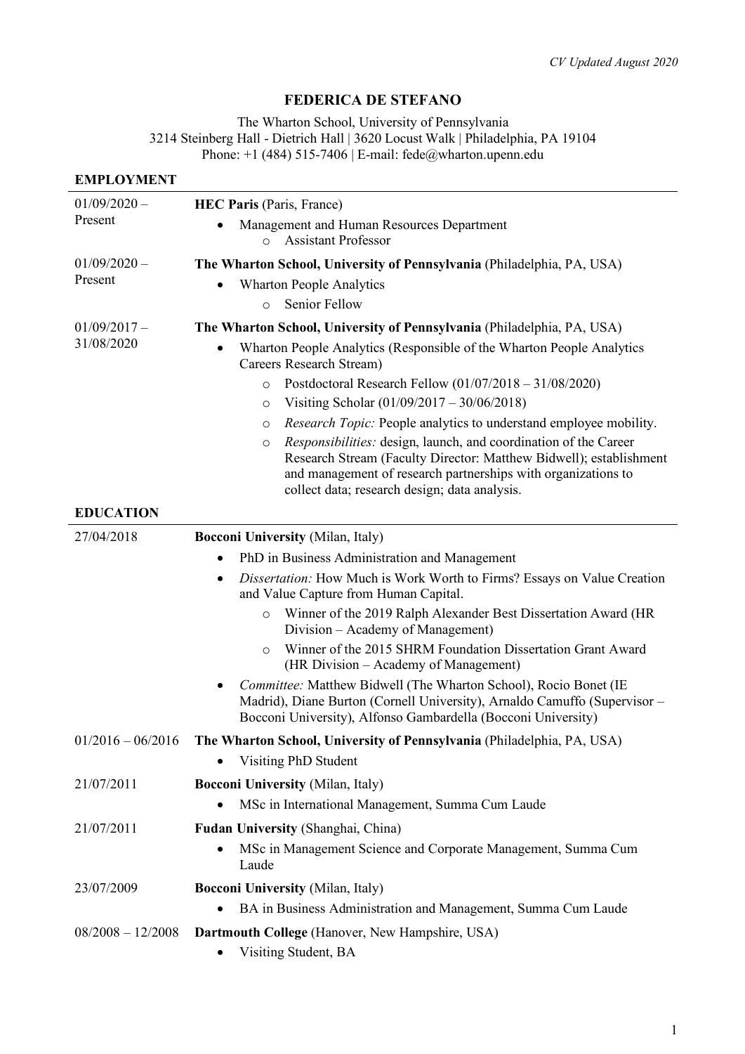*CV Updated August 2020*

# FEDERICA DE STEFANO

The Wharton School, University of Pennsylvania
3214 Steinberg Hall - Dietrich Hall | 3620 Locust Walk | Philadelphia, PA 19104
Phone: +1 (484) 515-7406 | E-mail: fede@wharton.upenn.edu

## EMPLOYMENT

**01/09/2020 – Present**
**HEC Paris** (Paris, France)
- Management and Human Resources Department
  - Assistant Professor

**01/09/2020 – Present**
**The Wharton School, University of Pennsylvania** (Philadelphia, PA, USA)
- Wharton People Analytics
  - Senior Fellow

**01/09/2017 – 31/08/2020**
**The Wharton School, University of Pennsylvania** (Philadelphia, PA, USA)
- Wharton People Analytics (Responsible of the Wharton People Analytics Careers Research Stream)
  - Postdoctoral Research Fellow (01/07/2018 – 31/08/2020)
  - Visiting Scholar (01/09/2017 – 30/06/2018)
  - *Research Topic:* People analytics to understand employee mobility.
  - *Responsibilities:* design, launch, and coordination of the Career Research Stream (Faculty Director: Matthew Bidwell); establishment and management of research partnerships with organizations to collect data; research design; data analysis.

## EDUCATION

**27/04/2018**
**Bocconi University** (Milan, Italy)
- PhD in Business Administration and Management
- *Dissertation:* How Much is Work Worth to Firms? Essays on Value Creation and Value Capture from Human Capital.
  - Winner of the 2019 Ralph Alexander Best Dissertation Award (HR Division – Academy of Management)
  - Winner of the 2015 SHRM Foundation Dissertation Grant Award (HR Division – Academy of Management)
- *Committee:* Matthew Bidwell (The Wharton School), Rocio Bonet (IE Madrid), Diane Burton (Cornell University), Arnaldo Camuffo (Supervisor – Bocconi University), Alfonso Gambardella (Bocconi University)

**01/2016 – 06/2016**
**The Wharton School, University of Pennsylvania** (Philadelphia, PA, USA)
- Visiting PhD Student

**21/07/2011**
**Bocconi University** (Milan, Italy)
- MSc in International Management, Summa Cum Laude

**21/07/2011**
**Fudan University** (Shanghai, China)
- MSc in Management Science and Corporate Management, Summa Cum Laude

**23/07/2009**
**Bocconi University** (Milan, Italy)
- BA in Business Administration and Management, Summa Cum Laude

**08/2008 – 12/2008**
**Dartmouth College** (Hanover, New Hampshire, USA)
- Visiting Student, BA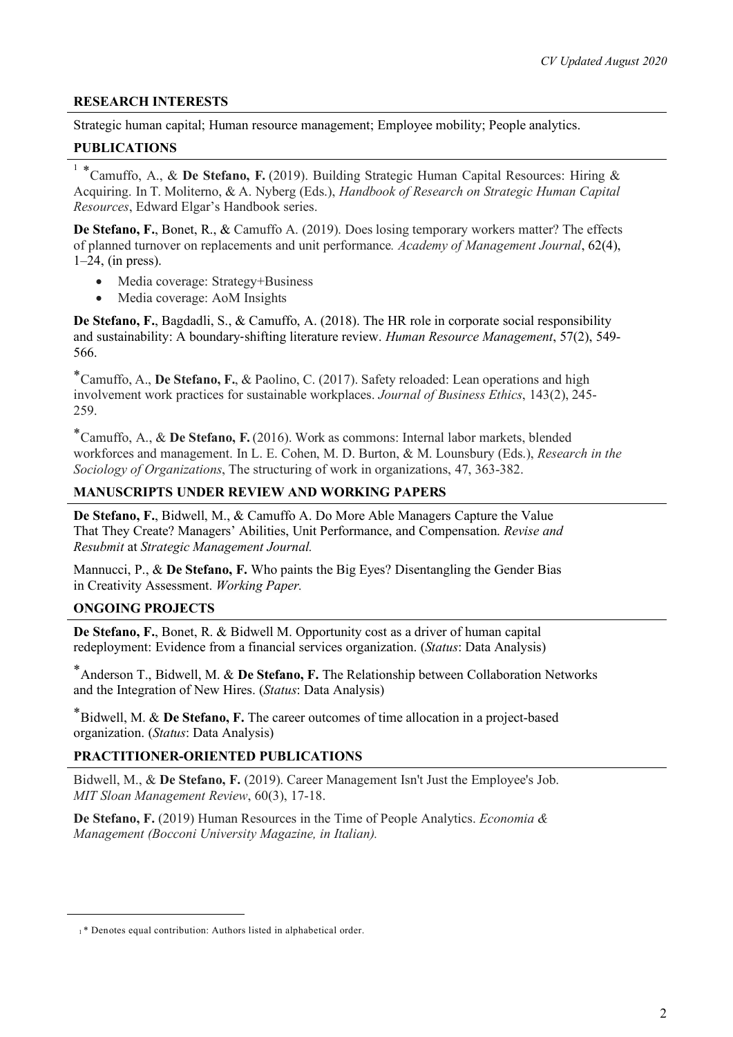*CV Updated August 2020*

## RESEARCH INTERESTS

Strategic human capital; Human resource management; Employee mobility; People analytics.

## PUBLICATIONS

[1] *Camuffo, A., & **De Stefano, F.** (2019). Building Strategic Human Capital Resources: Hiring & Acquiring. In T. Moliterno, & A. Nyberg (Eds.), *Handbook of Research on Strategic Human Capital Resources*, Edward Elgar's Handbook series.

**De Stefano, F.**, Bonet, R., & Camuffo A. (2019). Does losing temporary workers matter? The effects of planned turnover on replacements and unit performance*. Academy of Management Journal*, 62(4), 1–24, (in press).

- Media coverage: Strategy+Business
- Media coverage: AoM Insights

**De Stefano, F.**, Bagdadli, S., & Camuffo, A. (2018). The HR role in corporate social responsibility and sustainability: A boundary-shifting literature review. *Human Resource Management*, 57(2), 549-566.

*Camuffo, A., **De Stefano, F.**, & Paolino, C. (2017). Safety reloaded: Lean operations and high involvement work practices for sustainable workplaces. *Journal of Business Ethics*, 143(2), 245-259.

*Camuffo, A., & **De Stefano, F.** (2016). Work as commons: Internal labor markets, blended workforces and management. In L. E. Cohen, M. D. Burton, & M. Lounsbury (Eds.), *Research in the Sociology of Organizations*, The structuring of work in organizations, 47, 363-382.

## MANUSCRIPTS UNDER REVIEW AND WORKING PAPERS

**De Stefano, F.**, Bidwell, M., & Camuffo A. Do More Able Managers Capture the Value That They Create? Managers' Abilities, Unit Performance, and Compensation. *Revise and Resubmit* at *Strategic Management Journal.*

Mannucci, P., & **De Stefano, F.** Who paints the Big Eyes? Disentangling the Gender Bias in Creativity Assessment. *Working Paper.*

## ONGOING PROJECTS

**De Stefano, F.**, Bonet, R. & Bidwell M. Opportunity cost as a driver of human capital redeployment: Evidence from a financial services organization. (*Status*: Data Analysis)

*Anderson T., Bidwell, M. & **De Stefano, F.** The Relationship between Collaboration Networks and the Integration of New Hires. (*Status*: Data Analysis)

*Bidwell, M. & **De Stefano, F.** The career outcomes of time allocation in a project-based organization. (*Status*: Data Analysis)

## PRACTITIONER-ORIENTED PUBLICATIONS

Bidwell, M., & **De Stefano, F.** (2019). Career Management Isn't Just the Employee's Job. *MIT Sloan Management Review*, 60(3), 17-18.

**De Stefano, F.** (2019) Human Resources in the Time of People Analytics. *Economia & Management (Bocconi University Magazine, in Italian).*

---

[1] * Denotes equal contribution: Authors listed in alphabetical order.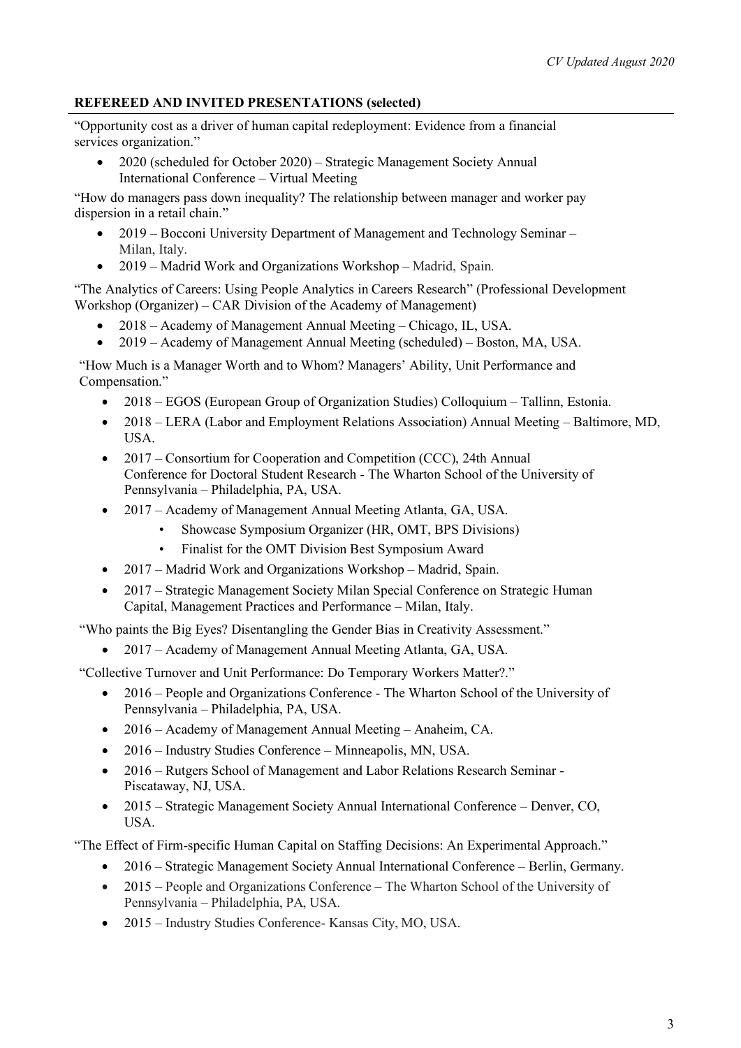## REFEREED AND INVITED PRESENTATIONS (selected)

"Opportunity cost as a driver of human capital redeployment: Evidence from a financial services organization."

- 2020 (scheduled for October 2020) – Strategic Management Society Annual International Conference – Virtual Meeting

"How do managers pass down inequality? The relationship between manager and worker pay dispersion in a retail chain."

- 2019 – Bocconi University Department of Management and Technology Seminar – Milan, Italy.
- 2019 – Madrid Work and Organizations Workshop – Madrid, Spain.

"The Analytics of Careers: Using People Analytics in Careers Research" (Professional Development Workshop (Organizer) – CAR Division of the Academy of Management)

- 2018 – Academy of Management Annual Meeting – Chicago, IL, USA.
- 2019 – Academy of Management Annual Meeting (scheduled) – Boston, MA, USA.

"How Much is a Manager Worth and to Whom? Managers' Ability, Unit Performance and Compensation."

- 2018 – EGOS (European Group of Organization Studies) Colloquium – Tallinn, Estonia.
- 2018 – LERA (Labor and Employment Relations Association) Annual Meeting – Baltimore, MD, USA.
- 2017 – Consortium for Cooperation and Competition (CCC), 24th Annual Conference for Doctoral Student Research - The Wharton School of the University of Pennsylvania – Philadelphia, PA, USA.
- 2017 – Academy of Management Annual Meeting Atlanta, GA, USA.
  - Showcase Symposium Organizer (HR, OMT, BPS Divisions)
  - Finalist for the OMT Division Best Symposium Award
- 2017 – Madrid Work and Organizations Workshop – Madrid, Spain.
- 2017 – Strategic Management Society Milan Special Conference on Strategic Human Capital, Management Practices and Performance – Milan, Italy.

"Who paints the Big Eyes? Disentangling the Gender Bias in Creativity Assessment."

- 2017 – Academy of Management Annual Meeting Atlanta, GA, USA.

"Collective Turnover and Unit Performance: Do Temporary Workers Matter?."

- 2016 – People and Organizations Conference - The Wharton School of the University of Pennsylvania – Philadelphia, PA, USA.
- 2016 – Academy of Management Annual Meeting – Anaheim, CA.
- 2016 – Industry Studies Conference – Minneapolis, MN, USA.
- 2016 – Rutgers School of Management and Labor Relations Research Seminar - Piscataway, NJ, USA.
- 2015 – Strategic Management Society Annual International Conference – Denver, CO, USA.

"The Effect of Firm-specific Human Capital on Staffing Decisions: An Experimental Approach."

- 2016 – Strategic Management Society Annual International Conference – Berlin, Germany.
- 2015 – People and Organizations Conference – The Wharton School of the University of Pennsylvania – Philadelphia, PA, USA.
- 2015 – Industry Studies Conference- Kansas City, MO, USA.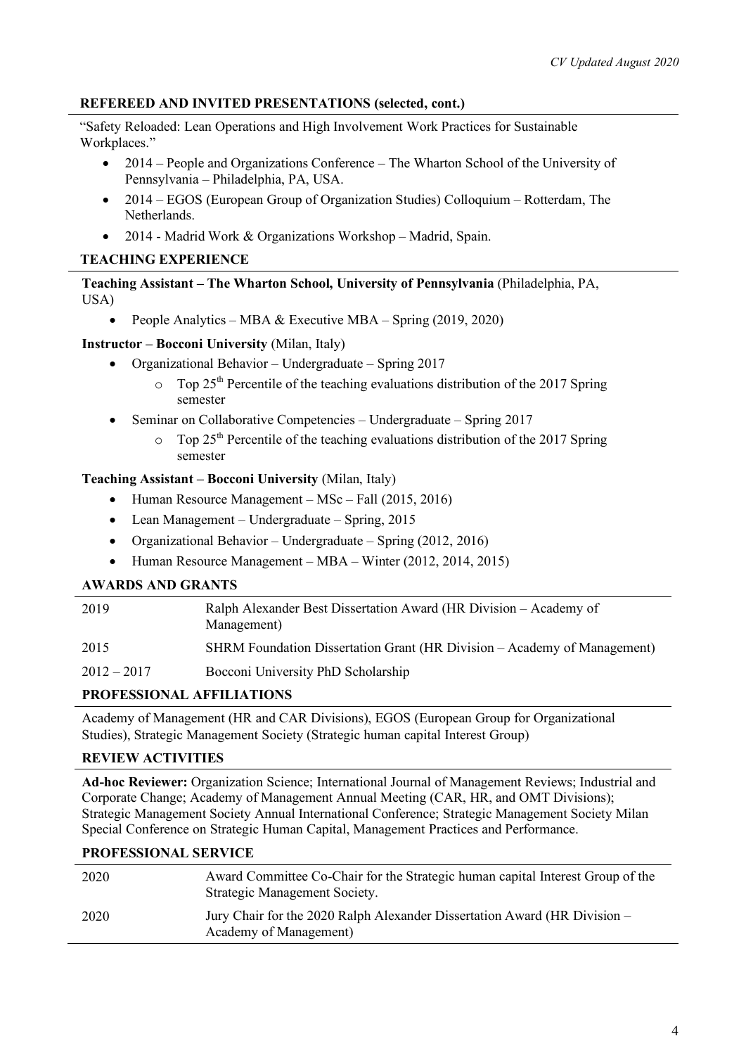## REFEREED AND INVITED PRESENTATIONS (selected, cont.)

"Safety Reloaded: Lean Operations and High Involvement Work Practices for Sustainable Workplaces."

- 2014 – People and Organizations Conference – The Wharton School of the University of Pennsylvania – Philadelphia, PA, USA.
- 2014 – EGOS (European Group of Organization Studies) Colloquium – Rotterdam, The Netherlands.
- 2014 - Madrid Work & Organizations Workshop – Madrid, Spain.

## TEACHING EXPERIENCE

**Teaching Assistant – The Wharton School, University of Pennsylvania** (Philadelphia, PA, USA)

- People Analytics – MBA & Executive MBA – Spring (2019, 2020)

**Instructor – Bocconi University** (Milan, Italy)

- Organizational Behavior – Undergraduate – Spring 2017
  - Top 25th Percentile of the teaching evaluations distribution of the 2017 Spring semester
- Seminar on Collaborative Competencies – Undergraduate – Spring 2017
  - Top 25th Percentile of the teaching evaluations distribution of the 2017 Spring semester

**Teaching Assistant – Bocconi University** (Milan, Italy)

- Human Resource Management – MSc – Fall (2015, 2016)
- Lean Management – Undergraduate – Spring, 2015
- Organizational Behavior – Undergraduate – Spring (2012, 2016)
- Human Resource Management – MBA – Winter (2012, 2014, 2015)

## AWARDS AND GRANTS

| | |
|---|---|
| 2019 | Ralph Alexander Best Dissertation Award (HR Division – Academy of Management) |
| 2015 | SHRM Foundation Dissertation Grant (HR Division – Academy of Management) |
| 2012 – 2017 | Bocconi University PhD Scholarship |

## PROFESSIONAL AFFILIATIONS

Academy of Management (HR and CAR Divisions), EGOS (European Group for Organizational Studies), Strategic Management Society (Strategic human capital Interest Group)

## REVIEW ACTIVITIES

**Ad-hoc Reviewer:** Organization Science; International Journal of Management Reviews; Industrial and Corporate Change; Academy of Management Annual Meeting (CAR, HR, and OMT Divisions); Strategic Management Society Annual International Conference; Strategic Management Society Milan Special Conference on Strategic Human Capital, Management Practices and Performance.

## PROFESSIONAL SERVICE

| | |
|---|---|
| 2020 | Award Committee Co-Chair for the Strategic human capital Interest Group of the Strategic Management Society. |
| 2020 | Jury Chair for the 2020 Ralph Alexander Dissertation Award (HR Division – Academy of Management) |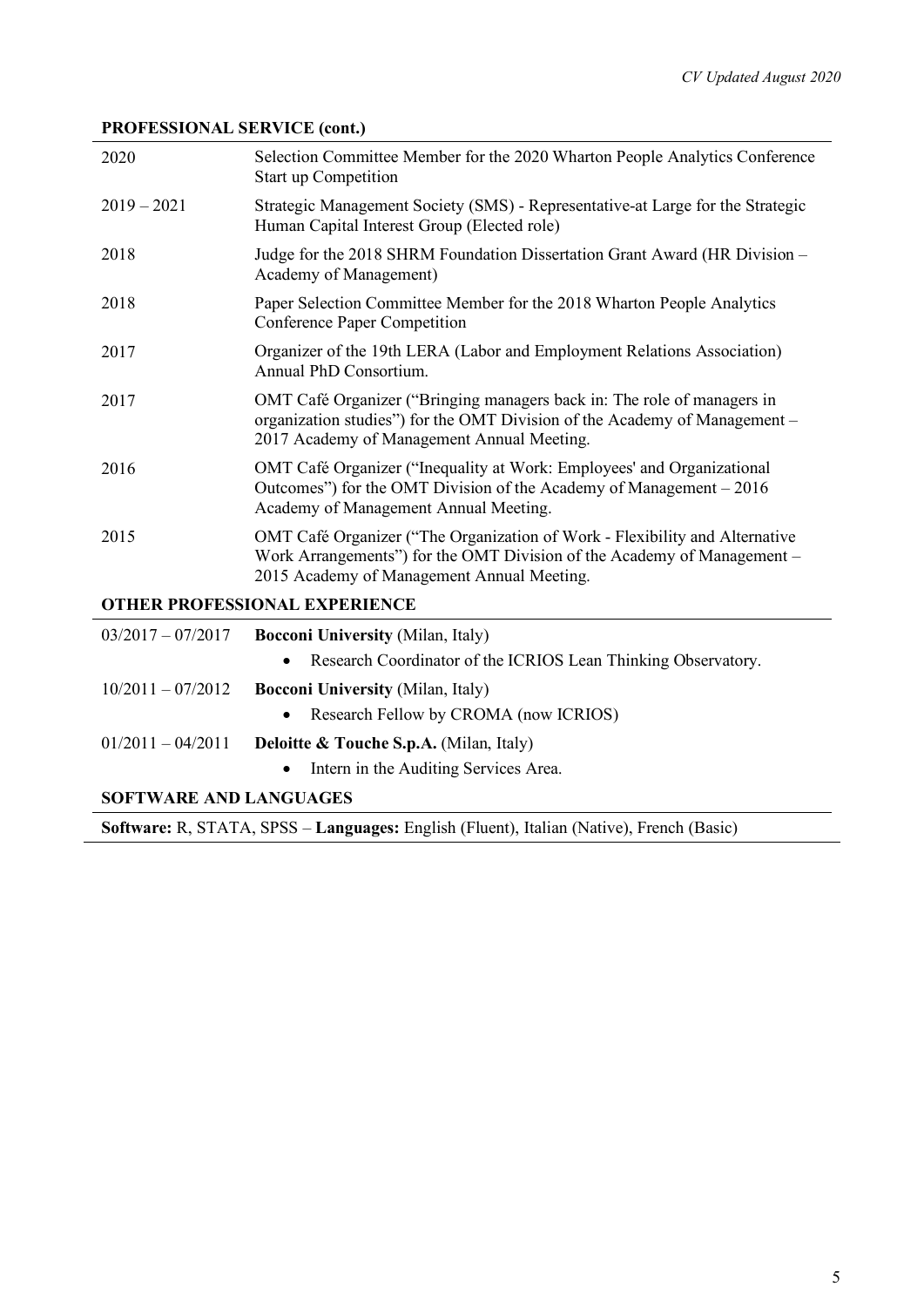## PROFESSIONAL SERVICE (cont.)

| | |
|---|---|
| 2020 | Selection Committee Member for the 2020 Wharton People Analytics Conference Start up Competition |
| 2019 – 2021 | Strategic Management Society (SMS) - Representative-at Large for the Strategic Human Capital Interest Group (Elected role) |
| 2018 | Judge for the 2018 SHRM Foundation Dissertation Grant Award (HR Division – Academy of Management) |
| 2018 | Paper Selection Committee Member for the 2018 Wharton People Analytics Conference Paper Competition |
| 2017 | Organizer of the 19th LERA (Labor and Employment Relations Association) Annual PhD Consortium. |
| 2017 | OMT Café Organizer ("Bringing managers back in: The role of managers in organization studies") for the OMT Division of the Academy of Management – 2017 Academy of Management Annual Meeting. |
| 2016 | OMT Café Organizer ("Inequality at Work: Employees' and Organizational Outcomes") for the OMT Division of the Academy of Management – 2016 Academy of Management Annual Meeting. |
| 2015 | OMT Café Organizer ("The Organization of Work - Flexibility and Alternative Work Arrangements") for the OMT Division of the Academy of Management – 2015 Academy of Management Annual Meeting. |

## OTHER PROFESSIONAL EXPERIENCE

03/2017 – 07/2017 **Bocconi University** (Milan, Italy)

- Research Coordinator of the ICRIOS Lean Thinking Observatory.

10/2011 – 07/2012 **Bocconi University** (Milan, Italy)

- Research Fellow by CROMA (now ICRIOS)

01/2011 – 04/2011 **Deloitte & Touche S.p.A.** (Milan, Italy)

- Intern in the Auditing Services Area.

## SOFTWARE AND LANGUAGES

**Software:** R, STATA, SPSS – **Languages:** English (Fluent), Italian (Native), French (Basic)